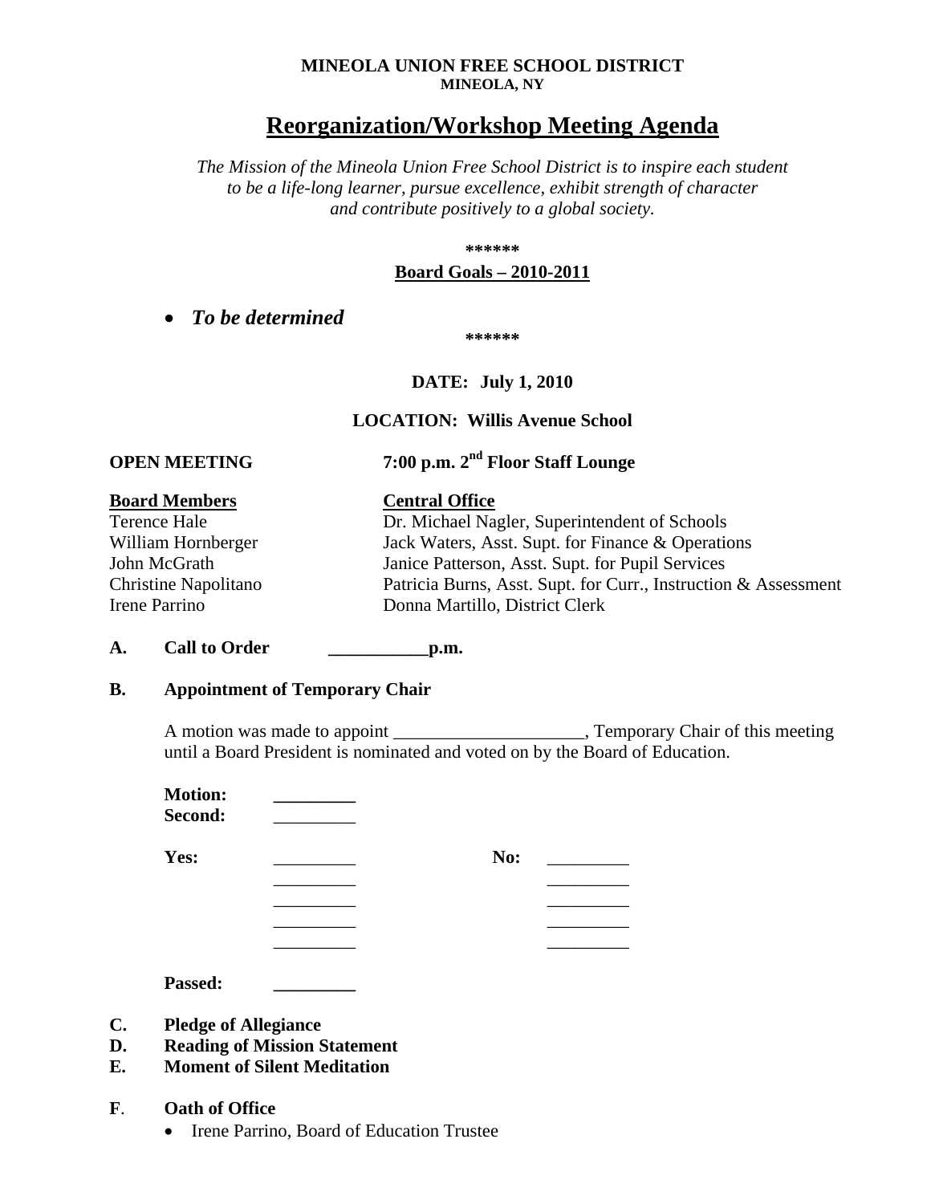**MINEOLA UNION FREE SCHOOL DISTRICT**
**MINEOLA, NY**

# Reorganization/Workshop Meeting Agenda

*The Mission of the Mineola Union Free School District is to inspire each student to be a life-long learner, pursue excellence, exhibit strength of character and contribute positively to a global society.*

**\*\*\*\*\*\***

**Board Goals – 2010-2011**

- ***To be determined***

**\*\*\*\*\*\***

**DATE: July 1, 2010**

**LOCATION: Willis Avenue School**

**OPEN MEETING** **7:00 p.m. 2nd Floor Staff Lounge**

| **Board Members** | **Central Office** |
|---|---|
| Terence Hale | Dr. Michael Nagler, Superintendent of Schools |
| William Hornberger | Jack Waters, Asst. Supt. for Finance & Operations |
| John McGrath | Janice Patterson, Asst. Supt. for Pupil Services |
| Christine Napolitano | Patricia Burns, Asst. Supt. for Curr., Instruction & Assessment |
| Irene Parrino | Donna Martillo, District Clerk |

**A. Call to Order ___________p.m.**

**B. Appointment of Temporary Chair**

A motion was made to appoint _____________________, Temporary Chair of this meeting until a Board President is nominated and voted on by the Board of Education.

**Motion:** _________
**Second:** _________

| | | | |
|---|---|---|---|
| **Yes:** | _________ | **No:** | _________ |
| | _________ | | _________ |
| | _________ | | _________ |
| | _________ | | _________ |
| | _________ | | _________ |

**Passed:** _________

**C. Pledge of Allegiance**
**D. Reading of Mission Statement**
**E. Moment of Silent Meditation**

**F. Oath of Office**

- Irene Parrino, Board of Education Trustee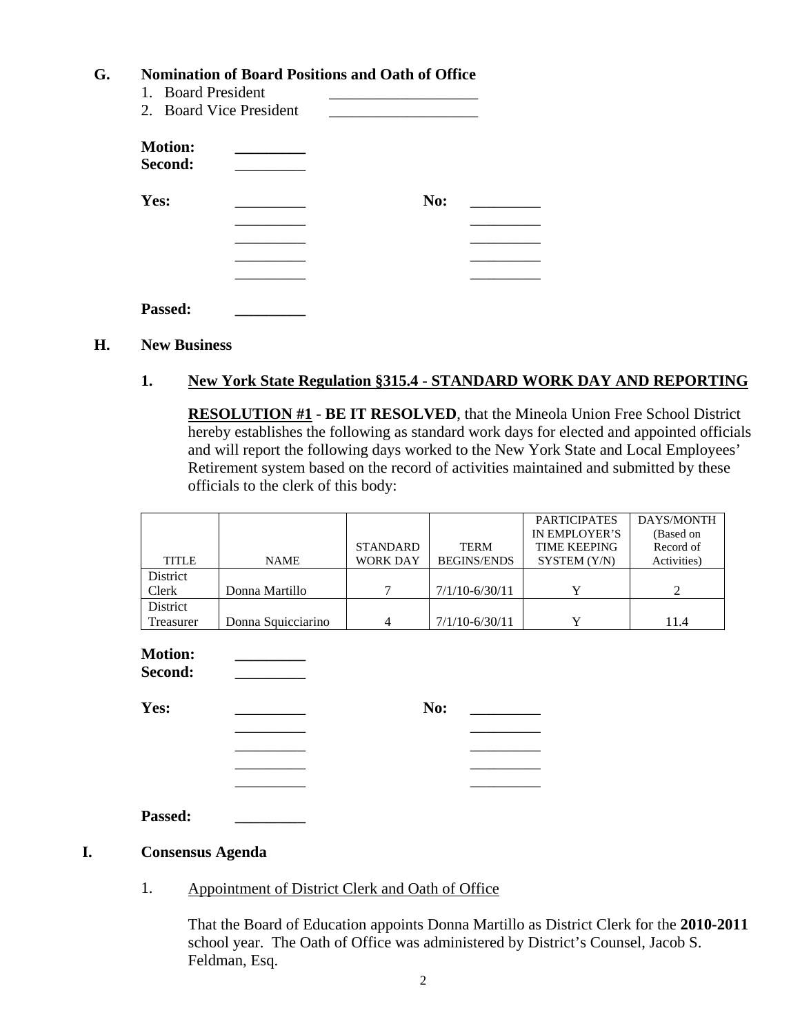**G. Nomination of Board Positions and Oath of Office**

1. Board President ___________________
2. Board Vice President ___________________

**Motion:** _________
**Second:** _________

**Yes:** _________ **No:** _________
_________ _________
_________ _________
_________ _________
_________ _________

**Passed:** _________

**H. New Business**

**1. New York State Regulation §315.4 - STANDARD WORK DAY AND REPORTING**

**RESOLUTION #1 - BE IT RESOLVED**, that the Mineola Union Free School District hereby establishes the following as standard work days for elected and appointed officials and will report the following days worked to the New York State and Local Employees' Retirement system based on the record of activities maintained and submitted by these officials to the clerk of this body:

| TITLE | NAME | STANDARD WORK DAY | TERM BEGINS/ENDS | PARTICIPATES IN EMPLOYER'S TIME KEEPING SYSTEM (Y/N) | DAYS/MONTH (Based on Record of Activities) |
|---|---|---|---|---|---|
| District Clerk | Donna Martillo | 7 | 7/1/10-6/30/11 | Y | 2 |
| District Treasurer | Donna Squicciarino | 4 | 7/1/10-6/30/11 | Y | 11.4 |

**Motion:** _________
**Second:** _________

**Yes:** _________ **No:** _________
_________ _________
_________ _________
_________ _________
_________ _________

**Passed:** _________

**I. Consensus Agenda**

1. Appointment of District Clerk and Oath of Office

That the Board of Education appoints Donna Martillo as District Clerk for the **2010-2011** school year. The Oath of Office was administered by District's Counsel, Jacob S. Feldman, Esq.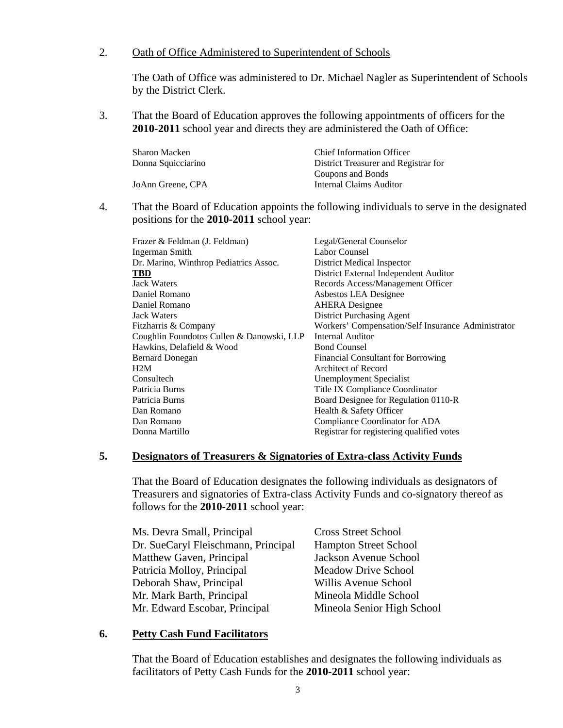2. Oath of Office Administered to Superintendent of Schools

   The Oath of Office was administered to Dr. Michael Nagler as Superintendent of Schools by the District Clerk.

3. That the Board of Education approves the following appointments of officers for the **2010-2011** school year and directs they are administered the Oath of Office:

| | |
|---|---|
| Sharon Macken | Chief Information Officer |
| Donna Squicciarino | District Treasurer and Registrar for Coupons and Bonds |
| JoAnn Greene, CPA | Internal Claims Auditor |

4. That the Board of Education appoints the following individuals to serve in the designated positions for the **2010-2011** school year:

| | |
|---|---|
| Frazer & Feldman (J. Feldman) | Legal/General Counselor |
| Ingerman Smith | Labor Counsel |
| Dr. Marino, Winthrop Pediatrics Assoc. | District Medical Inspector |
| **TBD** | District External Independent Auditor |
| Jack Waters | Records Access/Management Officer |
| Daniel Romano | Asbestos LEA Designee |
| Daniel Romano | AHERA Designee |
| Jack Waters | District Purchasing Agent |
| Fitzharris & Company | Workers' Compensation/Self Insurance Administrator |
| Coughlin Foundotos Cullen & Danowski, LLP | Internal Auditor |
| Hawkins, Delafield & Wood | Bond Counsel |
| Bernard Donegan | Financial Consultant for Borrowing |
| H2M | Architect of Record |
| Consultech | Unemployment Specialist |
| Patricia Burns | Title IX Compliance Coordinator |
| Patricia Burns | Board Designee for Regulation 0110-R |
| Dan Romano | Health & Safety Officer |
| Dan Romano | Compliance Coordinator for ADA |
| Donna Martillo | Registrar for registering qualified votes |

**5. Designators of Treasurers & Signatories of Extra-class Activity Funds**

That the Board of Education designates the following individuals as designators of Treasurers and signatories of Extra-class Activity Funds and co-signatory thereof as follows for the **2010-2011** school year:

| | |
|---|---|
| Ms. Devra Small, Principal | Cross Street School |
| Dr. SueCaryl Fleischmann, Principal | Hampton Street School |
| Matthew Gaven, Principal | Jackson Avenue School |
| Patricia Molloy, Principal | Meadow Drive School |
| Deborah Shaw, Principal | Willis Avenue School |
| Mr. Mark Barth, Principal | Mineola Middle School |
| Mr. Edward Escobar, Principal | Mineola Senior High School |

**6. Petty Cash Fund Facilitators**

That the Board of Education establishes and designates the following individuals as facilitators of Petty Cash Funds for the **2010-2011** school year: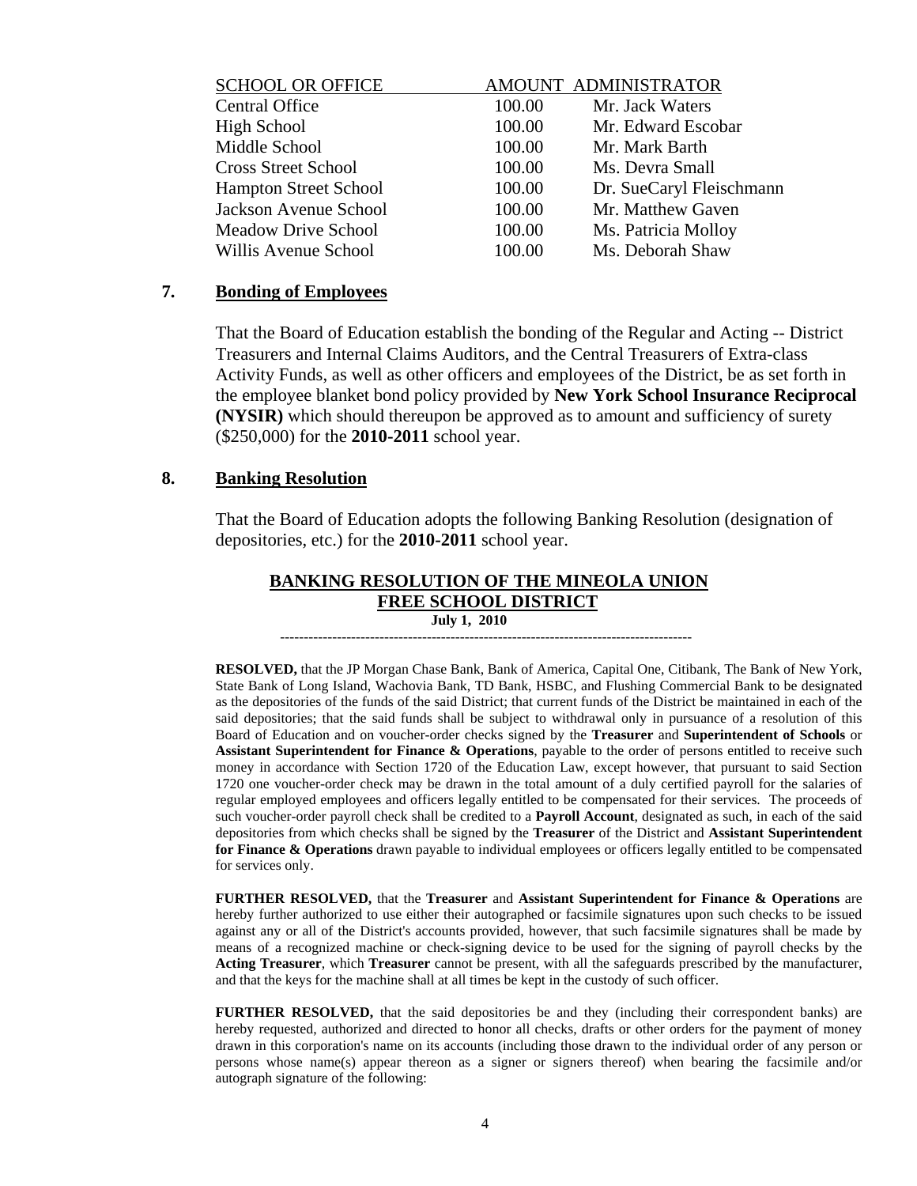| SCHOOL OR OFFICE | AMOUNT | ADMINISTRATOR |
|---|---|---|
| Central Office | 100.00 | Mr. Jack Waters |
| High School | 100.00 | Mr. Edward Escobar |
| Middle School | 100.00 | Mr. Mark Barth |
| Cross Street School | 100.00 | Ms. Devra Small |
| Hampton Street School | 100.00 | Dr. SueCaryl Fleischmann |
| Jackson Avenue School | 100.00 | Mr. Matthew Gaven |
| Meadow Drive School | 100.00 | Ms. Patricia Molloy |
| Willis Avenue School | 100.00 | Ms. Deborah Shaw |

**7. Bonding of Employees**

That the Board of Education establish the bonding of the Regular and Acting -- District Treasurers and Internal Claims Auditors, and the Central Treasurers of Extra-class Activity Funds, as well as other officers and employees of the District, be as set forth in the employee blanket bond policy provided by **New York School Insurance Reciprocal (NYSIR)** which should thereupon be approved as to amount and sufficiency of surety ($250,000) for the **2010-2011** school year.

**8. Banking Resolution**

That the Board of Education adopts the following Banking Resolution (designation of depositories, etc.) for the **2010-2011** school year.

**BANKING RESOLUTION OF THE MINEOLA UNION FREE SCHOOL DISTRICT**

**July 1, 2010**

---

**RESOLVED,** that the JP Morgan Chase Bank, Bank of America, Capital One, Citibank, The Bank of New York, State Bank of Long Island, Wachovia Bank, TD Bank, HSBC, and Flushing Commercial Bank to be designated as the depositories of the funds of the said District; that current funds of the District be maintained in each of the said depositories; that the said funds shall be subject to withdrawal only in pursuance of a resolution of this Board of Education and on voucher-order checks signed by the **Treasurer** and **Superintendent of Schools** or **Assistant Superintendent for Finance & Operations**, payable to the order of persons entitled to receive such money in accordance with Section 1720 of the Education Law, except however, that pursuant to said Section 1720 one voucher-order check may be drawn in the total amount of a duly certified payroll for the salaries of regular employed employees and officers legally entitled to be compensated for their services. The proceeds of such voucher-order payroll check shall be credited to a **Payroll Account**, designated as such, in each of the said depositories from which checks shall be signed by the **Treasurer** of the District and **Assistant Superintendent for Finance & Operations** drawn payable to individual employees or officers legally entitled to be compensated for services only.

**FURTHER RESOLVED,** that the **Treasurer** and **Assistant Superintendent for Finance & Operations** are hereby further authorized to use either their autographed or facsimile signatures upon such checks to be issued against any or all of the District's accounts provided, however, that such facsimile signatures shall be made by means of a recognized machine or check-signing device to be used for the signing of payroll checks by the **Acting Treasurer**, which **Treasurer** cannot be present, with all the safeguards prescribed by the manufacturer, and that the keys for the machine shall at all times be kept in the custody of such officer.

**FURTHER RESOLVED,** that the said depositories be and they (including their correspondent banks) are hereby requested, authorized and directed to honor all checks, drafts or other orders for the payment of money drawn in this corporation's name on its accounts (including those drawn to the individual order of any person or persons whose name(s) appear thereon as a signer or signers thereof) when bearing the facsimile and/or autograph signature of the following: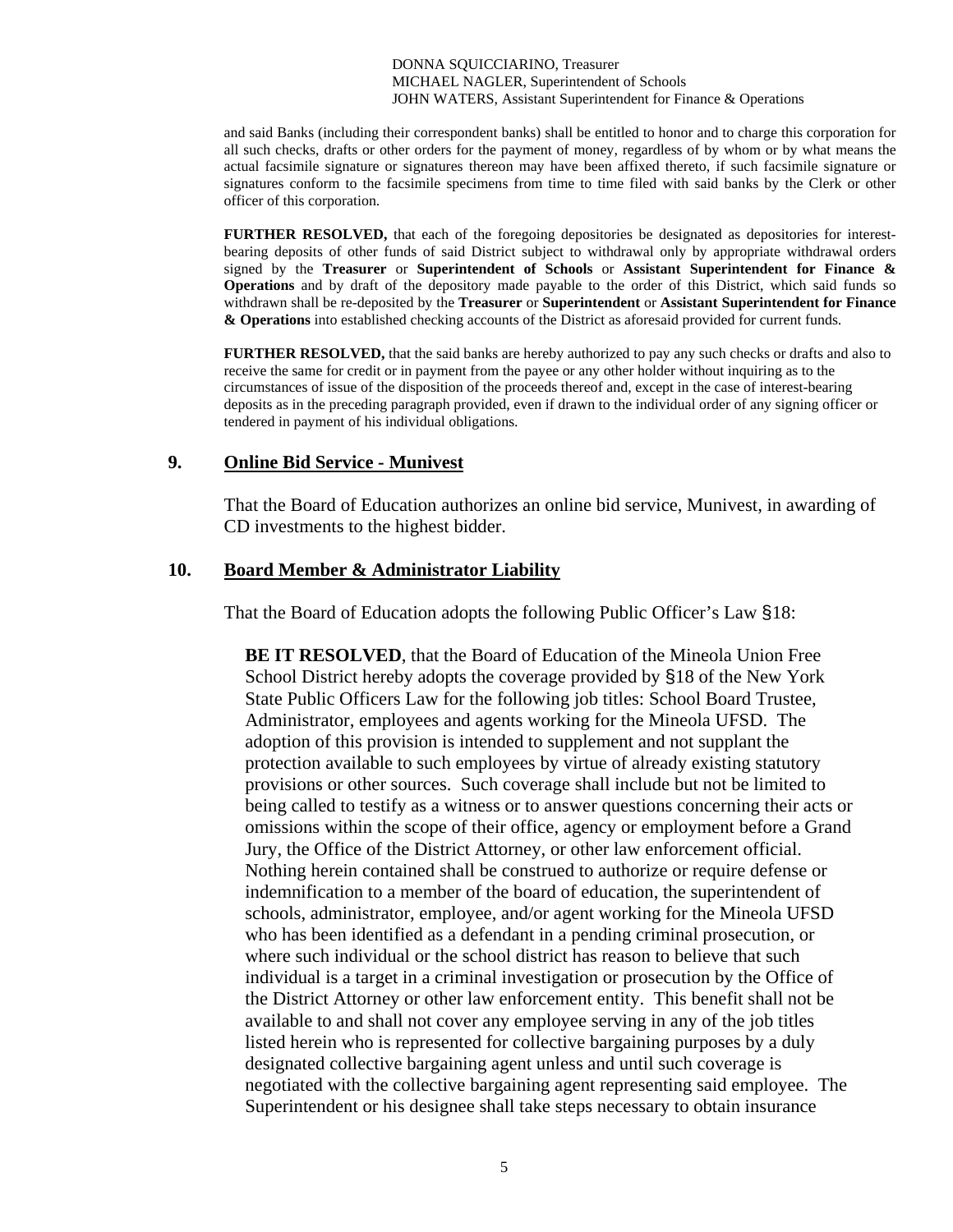DONNA SQUICCIARINO, Treasurer
MICHAEL NAGLER, Superintendent of Schools
JOHN WATERS, Assistant Superintendent for Finance & Operations

and said Banks (including their correspondent banks) shall be entitled to honor and to charge this corporation for all such checks, drafts or other orders for the payment of money, regardless of by whom or by what means the actual facsimile signature or signatures thereon may have been affixed thereto, if such facsimile signature or signatures conform to the facsimile specimens from time to time filed with said banks by the Clerk or other officer of this corporation.

**FURTHER RESOLVED,** that each of the foregoing depositories be designated as depositories for interest-bearing deposits of other funds of said District subject to withdrawal only by appropriate withdrawal orders signed by the **Treasurer** or **Superintendent of Schools** or **Assistant Superintendent for Finance & Operations** and by draft of the depository made payable to the order of this District, which said funds so withdrawn shall be re-deposited by the **Treasurer** or **Superintendent** or **Assistant Superintendent for Finance & Operations** into established checking accounts of the District as aforesaid provided for current funds.

**FURTHER RESOLVED,** that the said banks are hereby authorized to pay any such checks or drafts and also to receive the same for credit or in payment from the payee or any other holder without inquiring as to the circumstances of issue of the disposition of the proceeds thereof and, except in the case of interest-bearing deposits as in the preceding paragraph provided, even if drawn to the individual order of any signing officer or tendered in payment of his individual obligations.

**9. Online Bid Service - Munivest**

That the Board of Education authorizes an online bid service, Munivest, in awarding of CD investments to the highest bidder.

**10. Board Member & Administrator Liability**

That the Board of Education adopts the following Public Officer's Law §18:

**BE IT RESOLVED**, that the Board of Education of the Mineola Union Free School District hereby adopts the coverage provided by §18 of the New York State Public Officers Law for the following job titles: School Board Trustee, Administrator, employees and agents working for the Mineola UFSD. The adoption of this provision is intended to supplement and not supplant the protection available to such employees by virtue of already existing statutory provisions or other sources. Such coverage shall include but not be limited to being called to testify as a witness or to answer questions concerning their acts or omissions within the scope of their office, agency or employment before a Grand Jury, the Office of the District Attorney, or other law enforcement official. Nothing herein contained shall be construed to authorize or require defense or indemnification to a member of the board of education, the superintendent of schools, administrator, employee, and/or agent working for the Mineola UFSD who has been identified as a defendant in a pending criminal prosecution, or where such individual or the school district has reason to believe that such individual is a target in a criminal investigation or prosecution by the Office of the District Attorney or other law enforcement entity. This benefit shall not be available to and shall not cover any employee serving in any of the job titles listed herein who is represented for collective bargaining purposes by a duly designated collective bargaining agent unless and until such coverage is negotiated with the collective bargaining agent representing said employee. The Superintendent or his designee shall take steps necessary to obtain insurance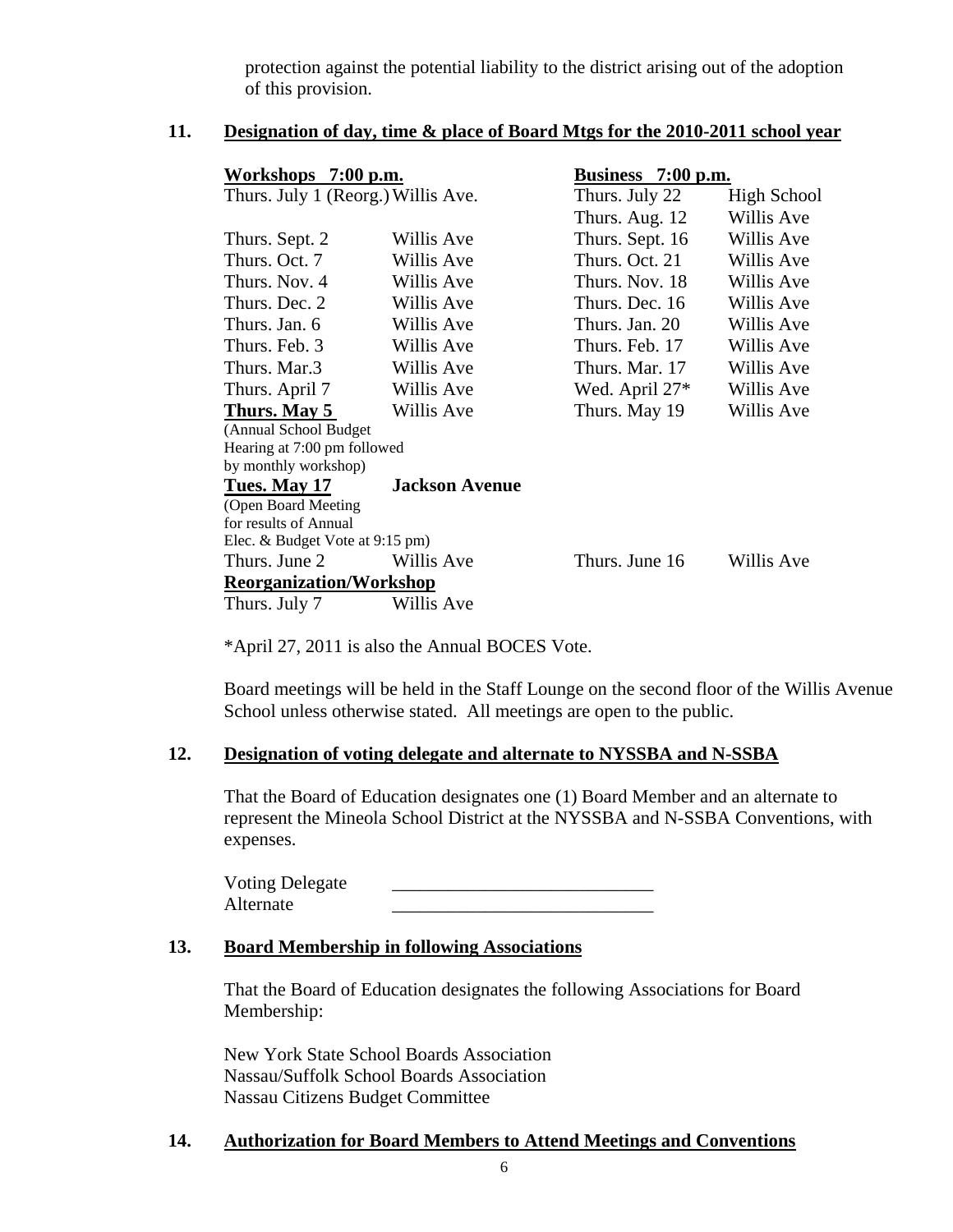protection against the potential liability to the district arising out of the adoption of this provision.

## 11. Designation of day, time & place of Board Mtgs for the 2010-2011 school year

| **Workshops 7:00 p.m.** | | **Business 7:00 p.m.** | |
|---|---|---|---|
| Thurs. July 1 (Reorg.) | Willis Ave. | Thurs. July 22 | High School |
| | | Thurs. Aug. 12 | Willis Ave |
| Thurs. Sept. 2 | Willis Ave | Thurs. Sept. 16 | Willis Ave |
| Thurs. Oct. 7 | Willis Ave | Thurs. Oct. 21 | Willis Ave |
| Thurs. Nov. 4 | Willis Ave | Thurs. Nov. 18 | Willis Ave |
| Thurs. Dec. 2 | Willis Ave | Thurs. Dec. 16 | Willis Ave |
| Thurs. Jan. 6 | Willis Ave | Thurs. Jan. 20 | Willis Ave |
| Thurs. Feb. 3 | Willis Ave | Thurs. Feb. 17 | Willis Ave |
| Thurs. Mar.3 | Willis Ave | Thurs. Mar. 17 | Willis Ave |
| Thurs. April 7 | Willis Ave | Wed. April 27* | Willis Ave |
| **Thurs. May 5** (Annual School Budget Hearing at 7:00 pm followed by monthly workshop) | Willis Ave | Thurs. May 19 | Willis Ave |
| **Tues. May 17** (Open Board Meeting for results of Annual Elec. & Budget Vote at 9:15 pm) | **Jackson Avenue** | | |
| Thurs. June 2 | Willis Ave | Thurs. June 16 | Willis Ave |
| **Reorganization/Workshop** | | | |
| Thurs. July 7 | Willis Ave | | |

*April 27, 2011 is also the Annual BOCES Vote.

Board meetings will be held in the Staff Lounge on the second floor of the Willis Avenue School unless otherwise stated. All meetings are open to the public.

## 12. Designation of voting delegate and alternate to NYSSBA and N-SSBA

That the Board of Education designates one (1) Board Member and an alternate to represent the Mineola School District at the NYSSBA and N-SSBA Conventions, with expenses.

Voting Delegate \_\_\_\_\_\_\_\_\_\_\_\_\_\_\_\_\_\_\_\_\_\_\_\_\_\_\_\_

Alternate \_\_\_\_\_\_\_\_\_\_\_\_\_\_\_\_\_\_\_\_\_\_\_\_\_\_\_\_

## 13. Board Membership in following Associations

That the Board of Education designates the following Associations for Board Membership:

New York State School Boards Association
Nassau/Suffolk School Boards Association
Nassau Citizens Budget Committee

## 14. Authorization for Board Members to Attend Meetings and Conventions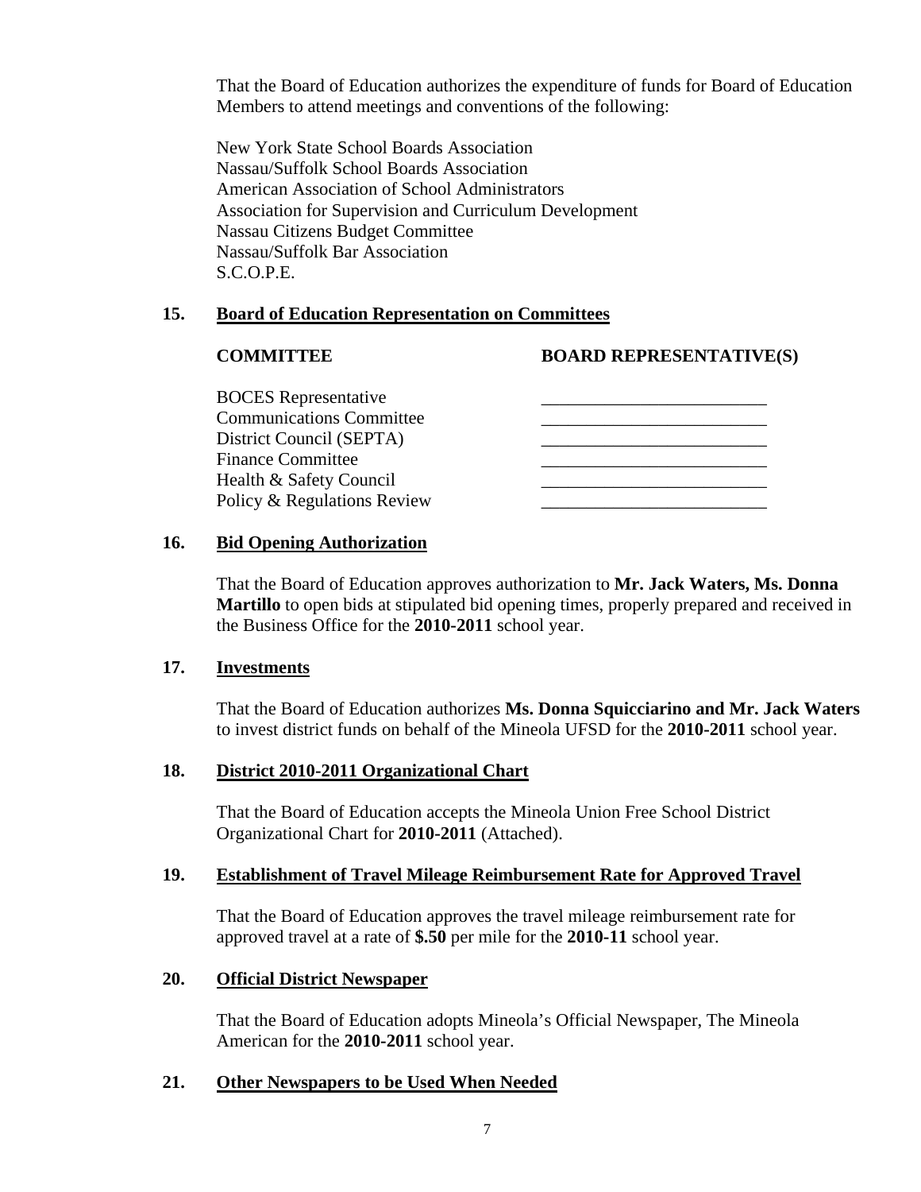That the Board of Education authorizes the expenditure of funds for Board of Education Members to attend meetings and conventions of the following:

New York State School Boards Association
Nassau/Suffolk School Boards Association
American Association of School Administrators
Association for Supervision and Curriculum Development
Nassau Citizens Budget Committee
Nassau/Suffolk Bar Association
S.C.O.P.E.

**15. Board of Education Representation on Committees**

| COMMITTEE | BOARD REPRESENTATIVE(S) |
|---|---|
| BOCES Representative | ______________________ |
| Communications Committee | ______________________ |
| District Council (SEPTA) | ______________________ |
| Finance Committee | ______________________ |
| Health & Safety Council | ______________________ |
| Policy & Regulations Review | ______________________ |

**16. Bid Opening Authorization**

That the Board of Education approves authorization to **Mr. Jack Waters, Ms. Donna Martillo** to open bids at stipulated bid opening times, properly prepared and received in the Business Office for the **2010-2011** school year.

**17. Investments**

That the Board of Education authorizes **Ms. Donna Squicciarino and Mr. Jack Waters** to invest district funds on behalf of the Mineola UFSD for the **2010-2011** school year.

**18. District 2010-2011 Organizational Chart**

That the Board of Education accepts the Mineola Union Free School District Organizational Chart for **2010-2011** (Attached).

**19. Establishment of Travel Mileage Reimbursement Rate for Approved Travel**

That the Board of Education approves the travel mileage reimbursement rate for approved travel at a rate of **$.50** per mile for the **2010-11** school year.

**20. Official District Newspaper**

That the Board of Education adopts Mineola's Official Newspaper, The Mineola American for the **2010-2011** school year.

**21. Other Newspapers to be Used When Needed**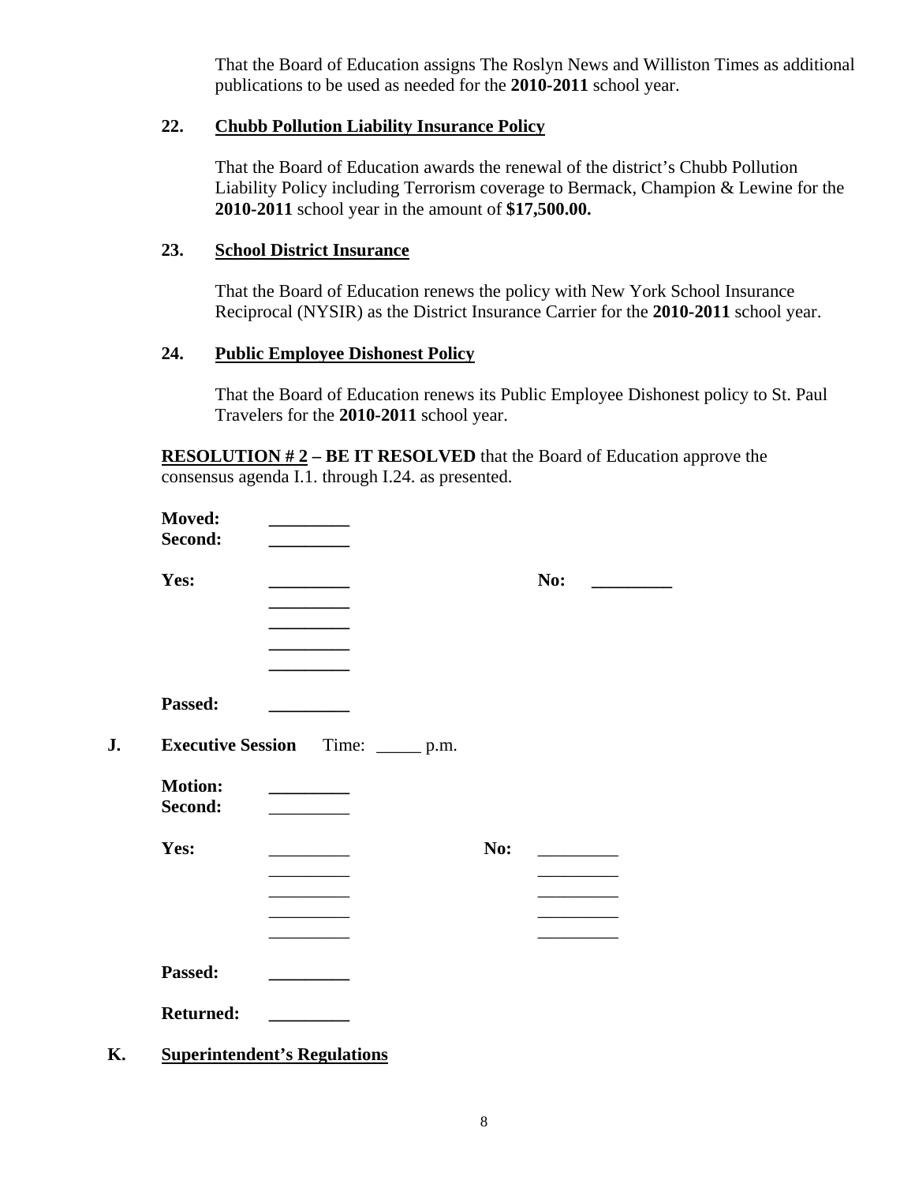That the Board of Education assigns The Roslyn News and Williston Times as additional publications to be used as needed for the **2010-2011** school year.

**22. Chubb Pollution Liability Insurance Policy**

That the Board of Education awards the renewal of the district's Chubb Pollution Liability Policy including Terrorism coverage to Bermack, Champion & Lewine for the **2010-2011** school year in the amount of **$17,500.00.**

**23. School District Insurance**

That the Board of Education renews the policy with New York School Insurance Reciprocal (NYSIR) as the District Insurance Carrier for the **2010-2011** school year.

**24. Public Employee Dishonest Policy**

That the Board of Education renews its Public Employee Dishonest policy to St. Paul Travelers for the **2010-2011** school year.

**RESOLUTION # 2 – BE IT RESOLVED** that the Board of Education approve the consensus agenda I.1. through I.24. as presented.

**Moved:** _________
**Second:** _________

**Yes:** _________ **No:** _________
_________
_________
_________
_________

**Passed:** _________

**J. Executive Session** Time: _____ p.m.

**Motion:** _________
**Second:** _________

**Yes:** _________ **No:** _________
_________ _________
_________ _________
_________ _________
_________ _________

**Passed:** _________

**Returned:** _________

**K. Superintendent's Regulations**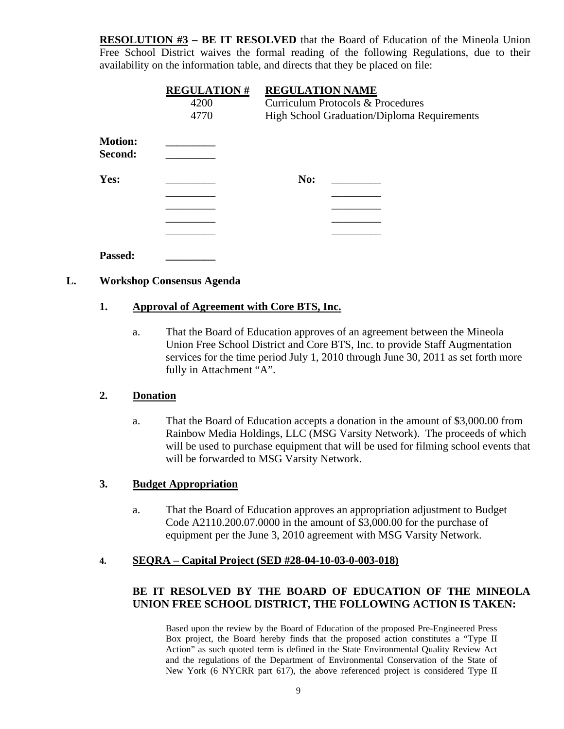**RESOLUTION #3 – BE IT RESOLVED** that the Board of Education of the Mineola Union Free School District waives the formal reading of the following Regulations, due to their availability on the information table, and directs that they be placed on file:

| REGULATION # | REGULATION NAME |
|---|---|
| 4200 | Curriculum Protocols & Procedures |
| 4770 | High School Graduation/Diploma Requirements |

**Motion:** _________
**Second:** _________

**Yes:** _________ **No:** _________
_________ _________
_________ _________
_________ _________
_________ _________

**Passed:** _________

## L. Workshop Consensus Agenda

### 1. Approval of Agreement with Core BTS, Inc.

a. That the Board of Education approves of an agreement between the Mineola Union Free School District and Core BTS, Inc. to provide Staff Augmentation services for the time period July 1, 2010 through June 30, 2011 as set forth more fully in Attachment "A".

### 2. Donation

a. That the Board of Education accepts a donation in the amount of $3,000.00 from Rainbow Media Holdings, LLC (MSG Varsity Network). The proceeds of which will be used to purchase equipment that will be used for filming school events that will be forwarded to MSG Varsity Network.

### 3. Budget Appropriation

a. That the Board of Education approves an appropriation adjustment to Budget Code A2110.200.07.0000 in the amount of $3,000.00 for the purchase of equipment per the June 3, 2010 agreement with MSG Varsity Network.

### 4. SEQRA – Capital Project (SED #28-04-10-03-0-003-018)

**BE IT RESOLVED BY THE BOARD OF EDUCATION OF THE MINEOLA UNION FREE SCHOOL DISTRICT, THE FOLLOWING ACTION IS TAKEN:**

Based upon the review by the Board of Education of the proposed Pre-Engineered Press Box project, the Board hereby finds that the proposed action constitutes a "Type II Action" as such quoted term is defined in the State Environmental Quality Review Act and the regulations of the Department of Environmental Conservation of the State of New York (6 NYCRR part 617), the above referenced project is considered Type II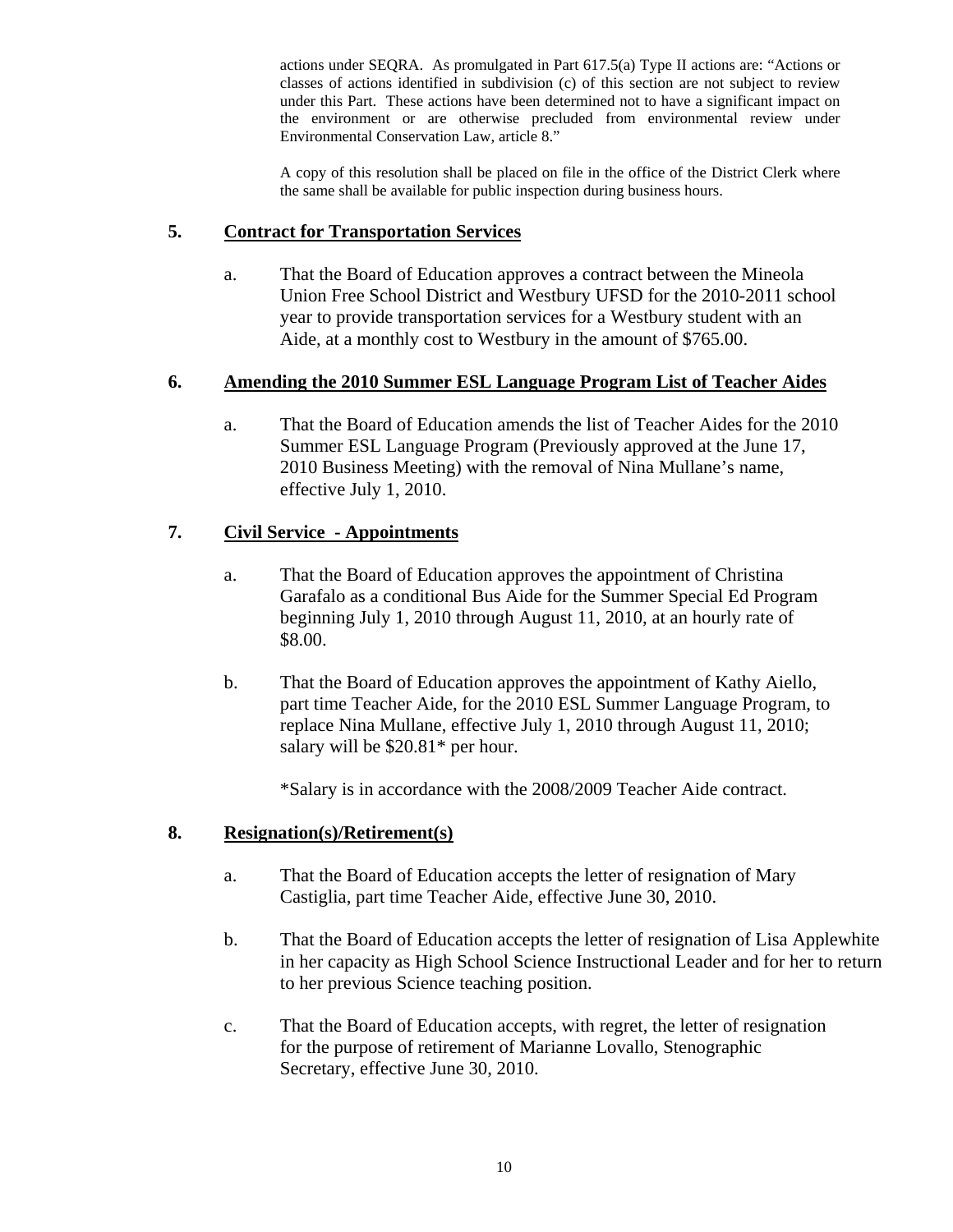actions under SEQRA. As promulgated in Part 617.5(a) Type II actions are: "Actions or classes of actions identified in subdivision (c) of this section are not subject to review under this Part. These actions have been determined not to have a significant impact on the environment or are otherwise precluded from environmental review under Environmental Conservation Law, article 8."

A copy of this resolution shall be placed on file in the office of the District Clerk where the same shall be available for public inspection during business hours.

## 5. Contract for Transportation Services

a. That the Board of Education approves a contract between the Mineola Union Free School District and Westbury UFSD for the 2010-2011 school year to provide transportation services for a Westbury student with an Aide, at a monthly cost to Westbury in the amount of $765.00.

## 6. Amending the 2010 Summer ESL Language Program List of Teacher Aides

a. That the Board of Education amends the list of Teacher Aides for the 2010 Summer ESL Language Program (Previously approved at the June 17, 2010 Business Meeting) with the removal of Nina Mullane's name, effective July 1, 2010.

## 7. Civil Service - Appointments

a. That the Board of Education approves the appointment of Christina Garafalo as a conditional Bus Aide for the Summer Special Ed Program beginning July 1, 2010 through August 11, 2010, at an hourly rate of $8.00.

b. That the Board of Education approves the appointment of Kathy Aiello, part time Teacher Aide, for the 2010 ESL Summer Language Program, to replace Nina Mullane, effective July 1, 2010 through August 11, 2010; salary will be $20.81* per hour.

*Salary is in accordance with the 2008/2009 Teacher Aide contract.

## 8. Resignation(s)/Retirement(s)

a. That the Board of Education accepts the letter of resignation of Mary Castiglia, part time Teacher Aide, effective June 30, 2010.

b. That the Board of Education accepts the letter of resignation of Lisa Applewhite in her capacity as High School Science Instructional Leader and for her to return to her previous Science teaching position.

c. That the Board of Education accepts, with regret, the letter of resignation for the purpose of retirement of Marianne Lovallo, Stenographic Secretary, effective June 30, 2010.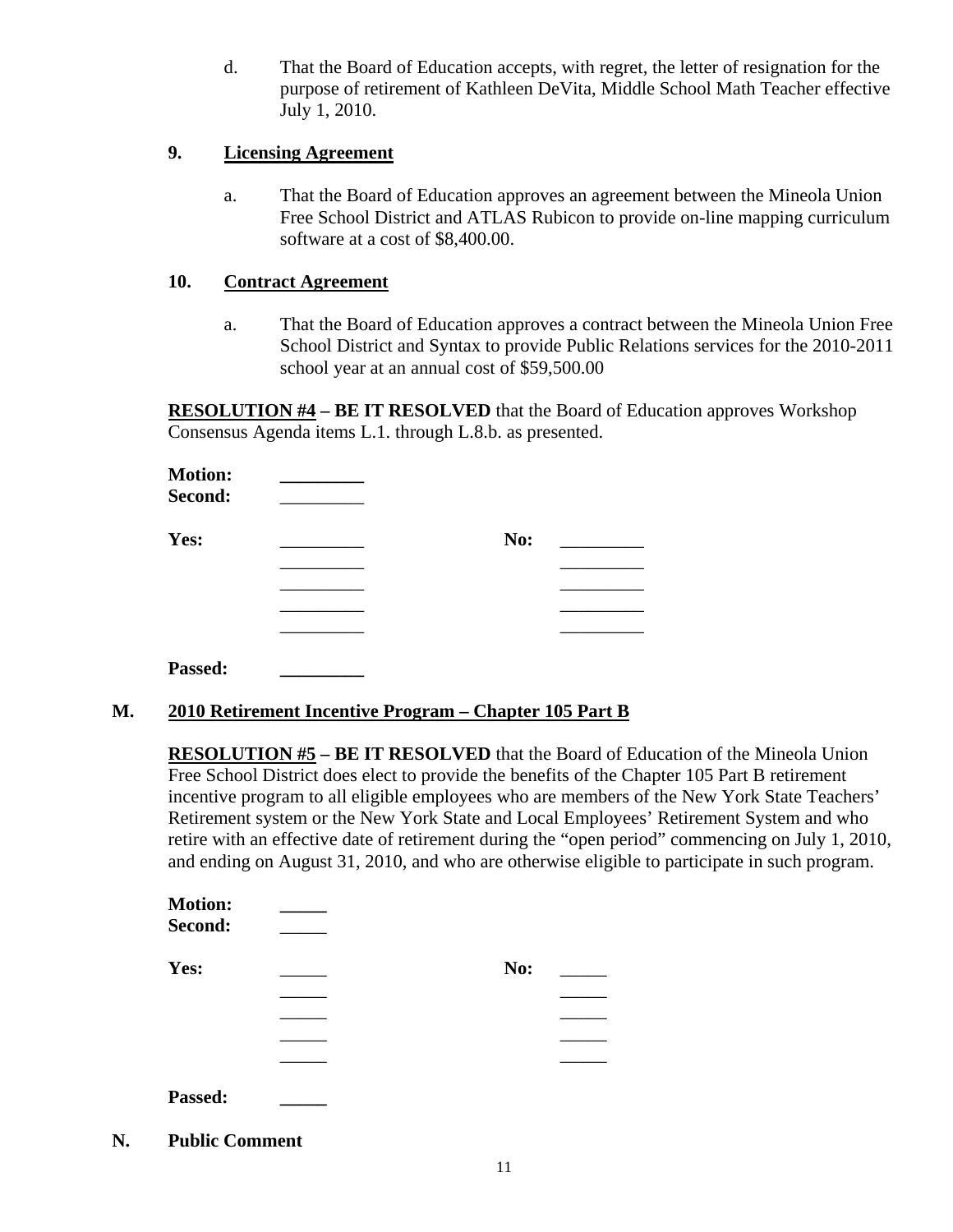d. That the Board of Education accepts, with regret, the letter of resignation for the purpose of retirement of Kathleen DeVita, Middle School Math Teacher effective July 1, 2010.

**9. Licensing Agreement**

a. That the Board of Education approves an agreement between the Mineola Union Free School District and ATLAS Rubicon to provide on-line mapping curriculum software at a cost of $8,400.00.

**10. Contract Agreement**

a. That the Board of Education approves a contract between the Mineola Union Free School District and Syntax to provide Public Relations services for the 2010-2011 school year at an annual cost of $59,500.00

**RESOLUTION #4 – BE IT RESOLVED** that the Board of Education approves Workshop Consensus Agenda items L.1. through L.8.b. as presented.

**Motion:** _________
**Second:** _________

**Yes:** _________ **No:** _________
_________ _________
_________ _________
_________ _________
_________ _________

**Passed:** _________

## M. 2010 Retirement Incentive Program – Chapter 105 Part B

**RESOLUTION #5 – BE IT RESOLVED** that the Board of Education of the Mineola Union Free School District does elect to provide the benefits of the Chapter 105 Part B retirement incentive program to all eligible employees who are members of the New York State Teachers' Retirement system or the New York State and Local Employees' Retirement System and who retire with an effective date of retirement during the "open period" commencing on July 1, 2010, and ending on August 31, 2010, and who are otherwise eligible to participate in such program.

**Motion:** _____
**Second:** _____

**Yes:** _____ **No:** _____
_____ _____
_____ _____
_____ _____
_____ _____

**Passed:** _____

## N. Public Comment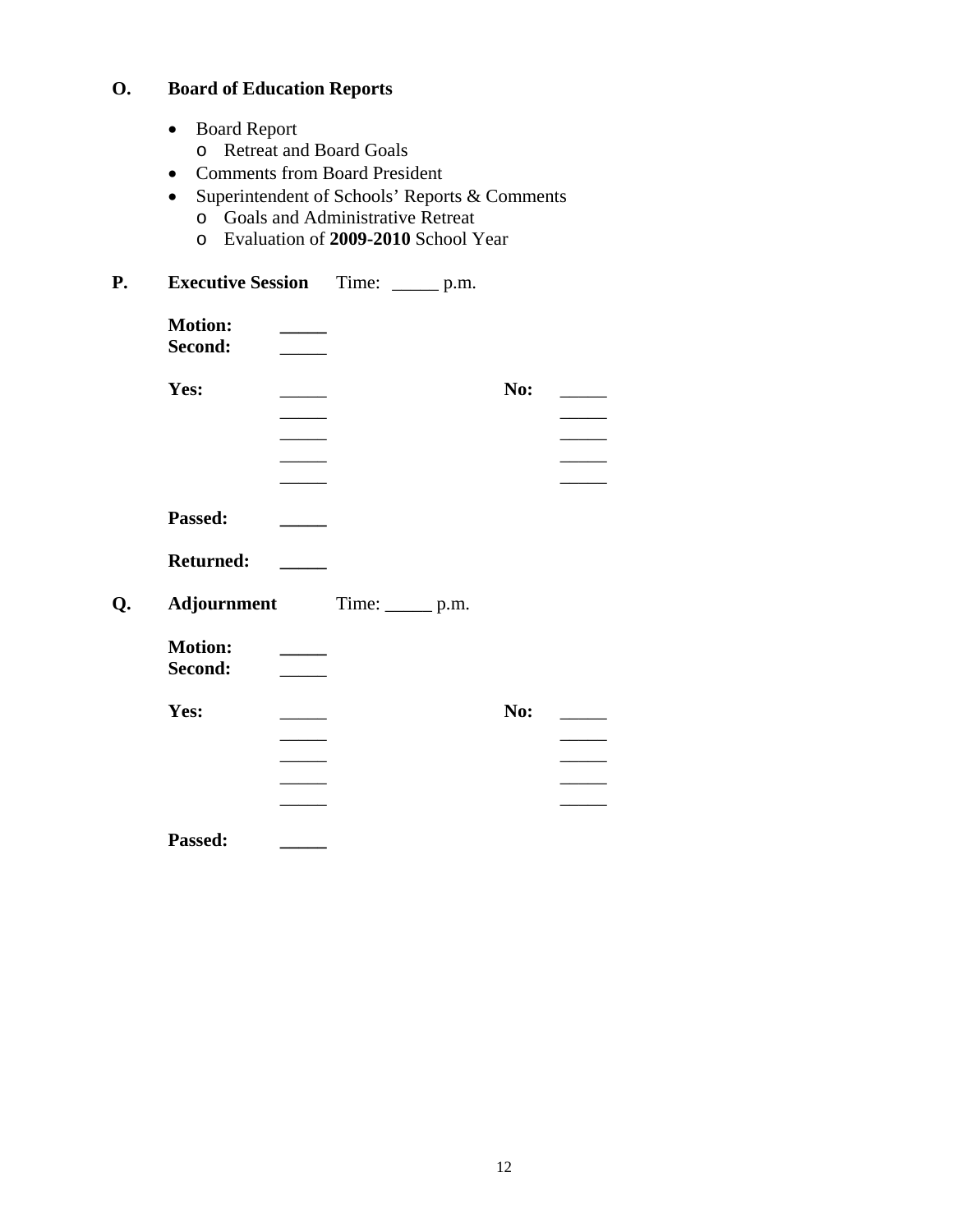**O. Board of Education Reports**

- Board Report
  - Retreat and Board Goals
- Comments from Board President
- Superintendent of Schools' Reports & Comments
  - Goals and Administrative Retreat
  - Evaluation of **2009-2010** School Year

**P. Executive Session** Time: _____ p.m.

**Motion:** _____
**Second:** _____

| | | | |
|---|---|---|---|
| **Yes:** | _____ | **No:** | _____ |
| | _____ | | _____ |
| | _____ | | _____ |
| | _____ | | _____ |
| | _____ | | _____ |

**Passed:** _____

**Returned:** _____

**Q. Adjournment** Time: _____ p.m.

**Motion:** _____
**Second:** _____

| | | | |
|---|---|---|---|
| **Yes:** | _____ | **No:** | _____ |
| | _____ | | _____ |
| | _____ | | _____ |
| | _____ | | _____ |
| | _____ | | _____ |

**Passed:** _____